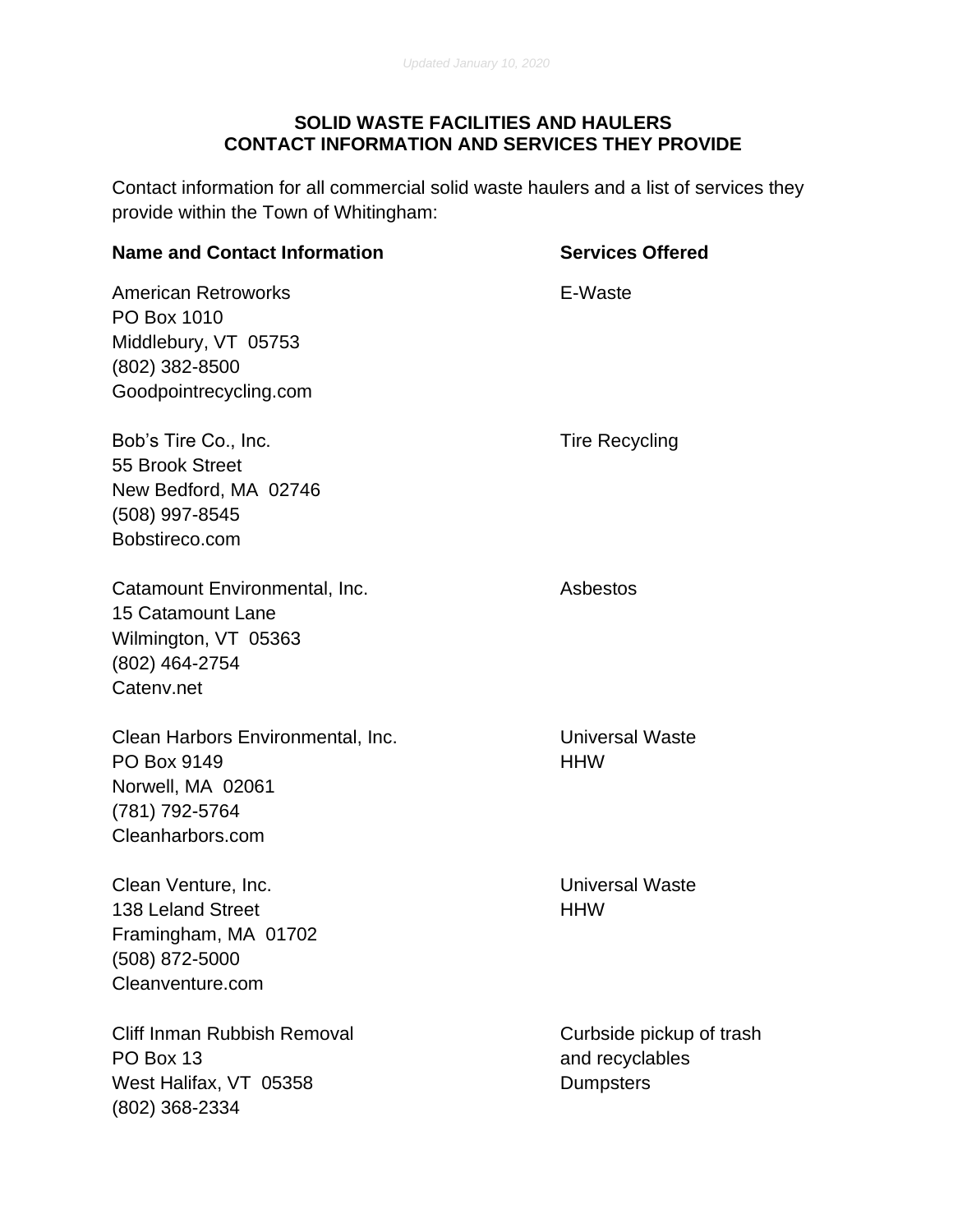*Updated January 10, 2020*

**SOLID WASTE FACILITIES AND HAULERS**
**CONTACT INFORMATION AND SERVICES THEY PROVIDE**

Contact information for all commercial solid waste haulers and a list of services they provide within the Town of Whitingham:

| Name and Contact Information | Services Offered |
| --- | --- |
| American Retroworks<br>PO Box 1010<br>Middlebury, VT 05753<br>(802) 382-8500<br>Goodpointrecycling.com | E-Waste |
| Bob's Tire Co., Inc.<br>55 Brook Street<br>New Bedford, MA 02746<br>(508) 997-8545<br>Bobstireco.com | Tire Recycling |
| Catamount Environmental, Inc.<br>15 Catamount Lane<br>Wilmington, VT 05363<br>(802) 464-2754<br>Catenv.net | Asbestos |
| Clean Harbors Environmental, Inc.<br>PO Box 9149<br>Norwell, MA 02061<br>(781) 792-5764<br>Cleanharbors.com | Universal Waste<br>HHW |
| Clean Venture, Inc.<br>138 Leland Street<br>Framingham, MA 01702<br>(508) 872-5000<br>Cleanventure.com | Universal Waste<br>HHW |
| Cliff Inman Rubbish Removal<br>PO Box 13<br>West Halifax, VT 05358<br>(802) 368-2334 | Curbside pickup of trash and recyclables<br>Dumpsters |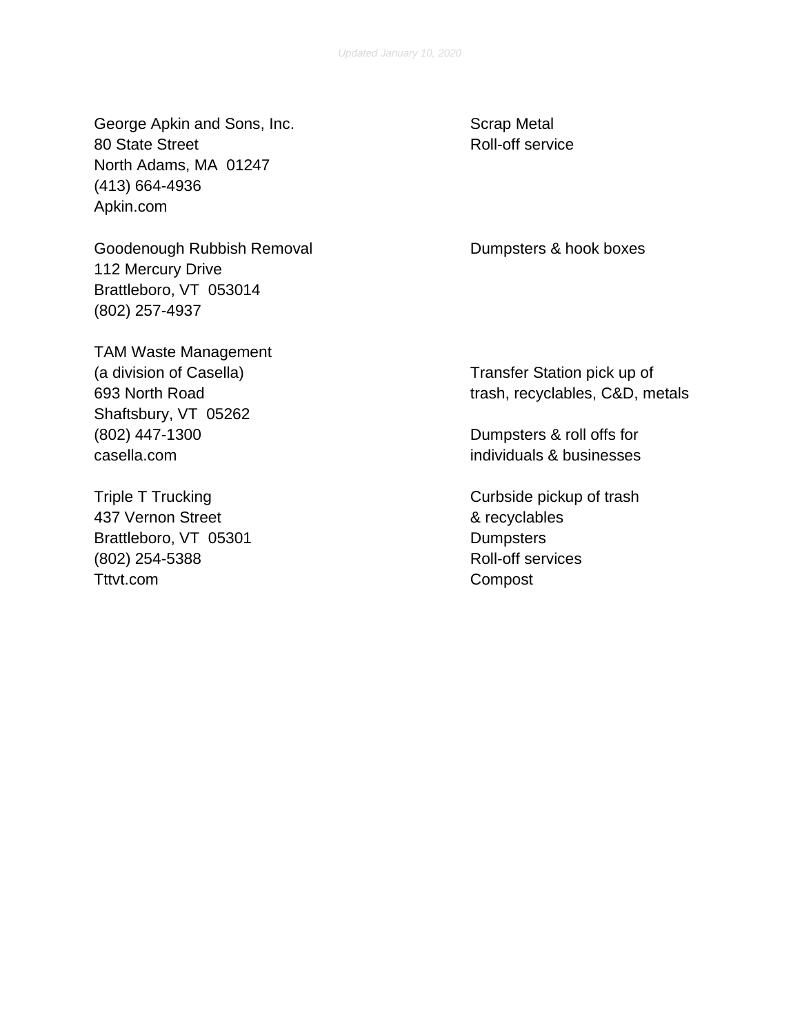George Apkin and Sons, Inc.
80 State Street
North Adams, MA 01247
(413) 664-4936
Apkin.com

Scrap Metal
Roll-off service

Goodenough Rubbish Removal
112 Mercury Drive
Brattleboro, VT 053014
(802) 257-4937

Dumpsters & hook boxes

TAM Waste Management
(a division of Casella)
693 North Road
Shaftsbury, VT 05262
(802) 447-1300
casella.com

Transfer Station pick up of trash, recyclables, C&D, metals

Dumpsters & roll offs for individuals & businesses

Triple T Trucking
437 Vernon Street
Brattleboro, VT 05301
(802) 254-5388
Tttvt.com

Curbside pickup of trash & recyclables
Dumpsters
Roll-off services
Compost